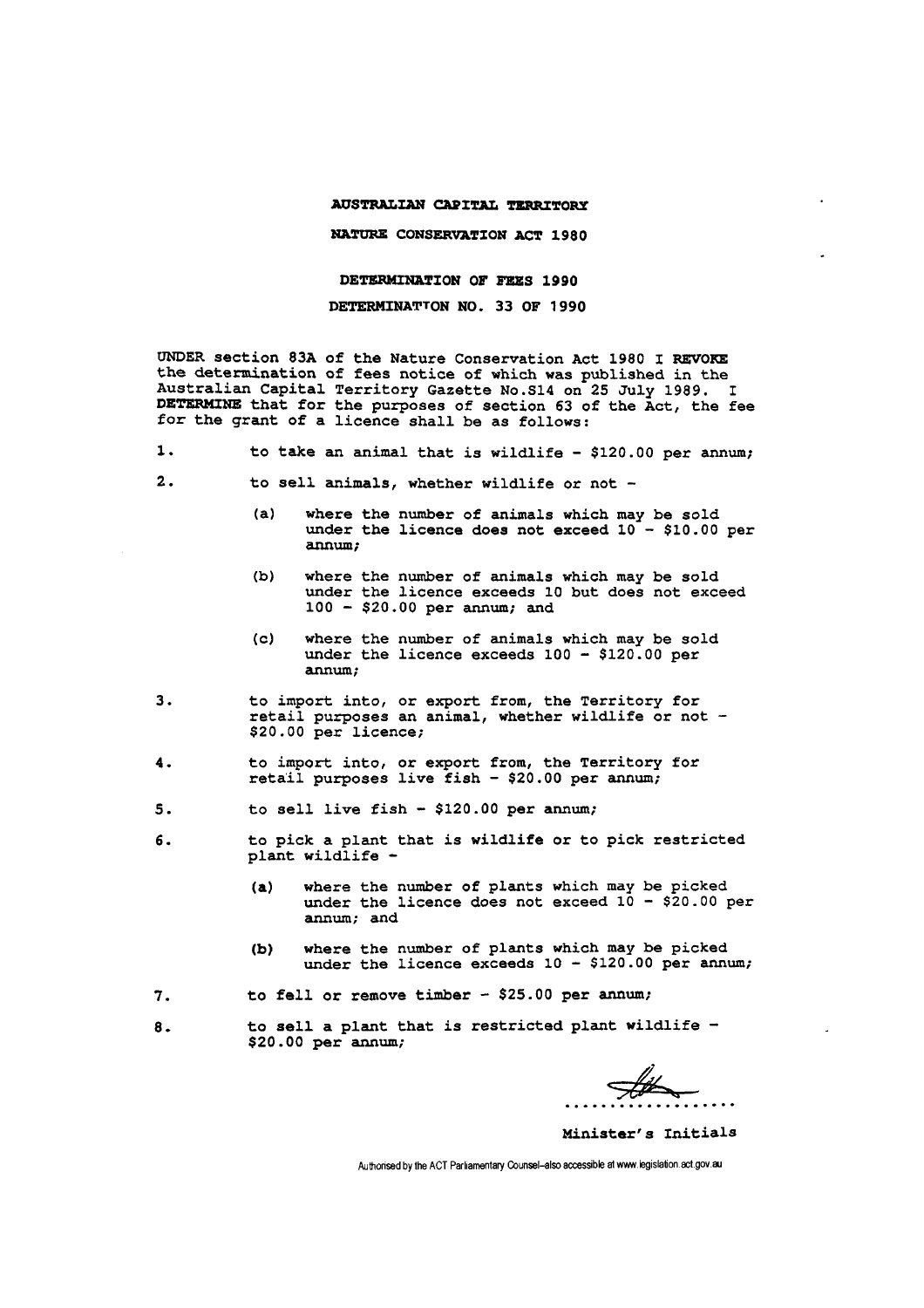**AUSTRALIAN CAPITAL TERRITORY**

**NATURE CONSERVATION ACT 1980**

**DETERMINATION OF FEES 1990**

**DETERMINATTON NO. 33 OF 1990**

UNDER section 83A of the Nature Conservation Act 1980 I **REVOKE** the determination of fees notice of which was published in the Australian Capital Territory Gazette No.S14 on 25 July 1989. I **DETERMINE** that for the purposes of section 63 of the Act, the fee for the grant of a licence shall be as follows:

1. to take an animal that is wildlife - $120.00 per annum;

2. to sell animals, whether wildlife or not -

   (a) where the number of animals which may be sold under the licence does not exceed 10 - $10.00 per annum;

   (b) where the number of animals which may be sold under the licence exceeds 10 but does not exceed 100 - $20.00 per annum; and

   (c) where the number of animals which may be sold under the licence exceeds 100 - $120.00 per annum;

3. to import into, or export from, the Territory for retail purposes an animal, whether wildlife or not - $20.00 per licence;

4. to import into, or export from, the Territory for retail purposes live fish - $20.00 per annum;

5. to sell live fish - $120.00 per annum;

6. to pick a plant that is wildlife or to pick restricted plant wildlife -

   (a) where the number of plants which may be picked under the licence does not exceed 10 - $20.00 per annum; and

   (b) where the number of plants which may be picked under the licence exceeds 10 - $120.00 per annum;

7. to fell or remove timber - $25.00 per annum;

8. to sell a plant that is restricted plant wildlife - $20.00 per annum;

....................

Minister's Initials

Authorised by the ACT Parliamentary Counsel–also accessible at www.legislation.act.gov.au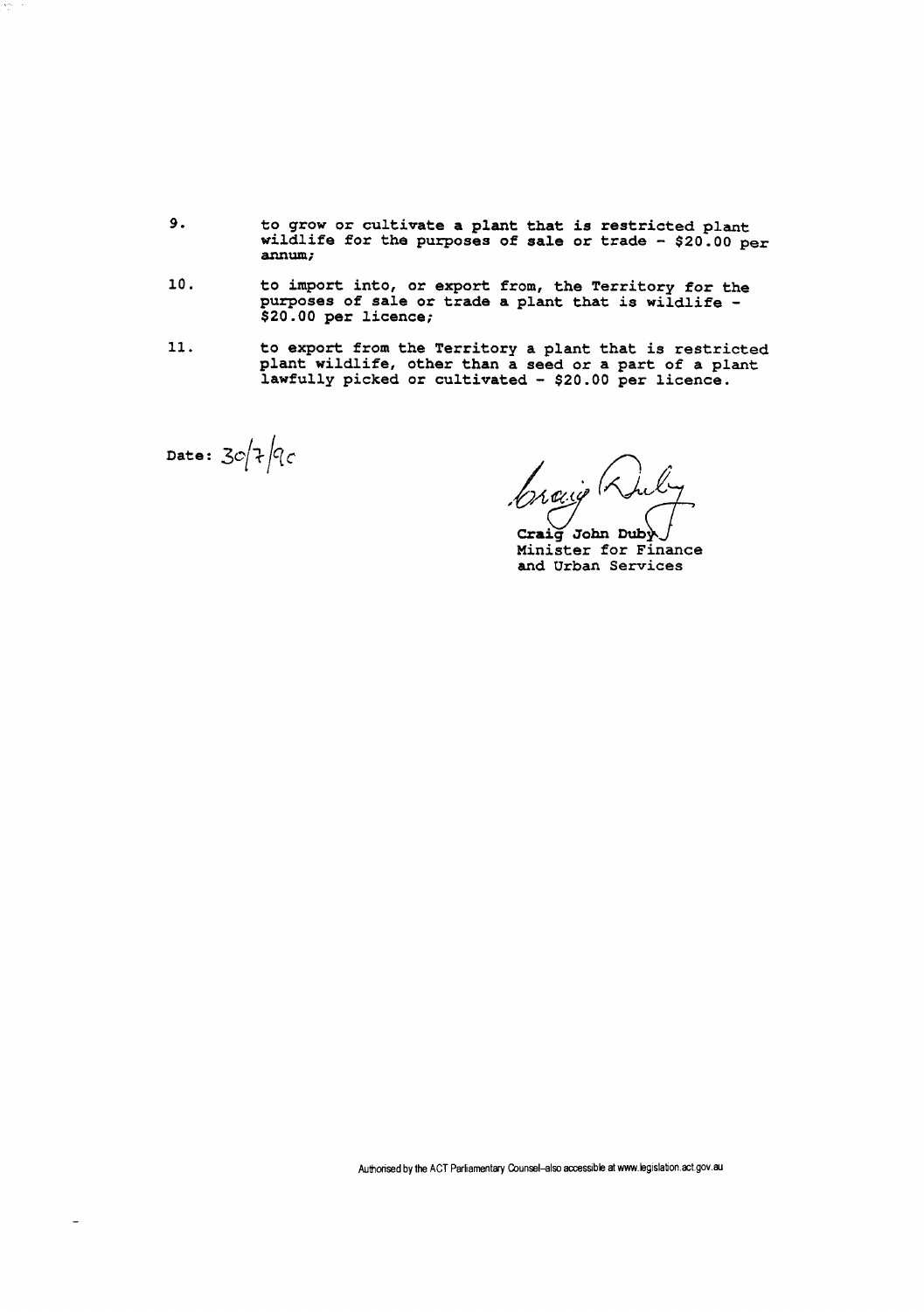9. to grow or cultivate a plant that is restricted plant wildlife for the purposes of sale or trade - $20.00 per annum;

10. to import into, or export from, the Territory for the purposes of sale or trade a plant that is wildlife - $20.00 per licence;

11. to export from the Territory a plant that is restricted plant wildlife, other than a seed or a part of a plant lawfully picked or cultivated - $20.00 per licence.

Date: 30/7/90

Craig John Duby
Minister for Finance
and Urban Services